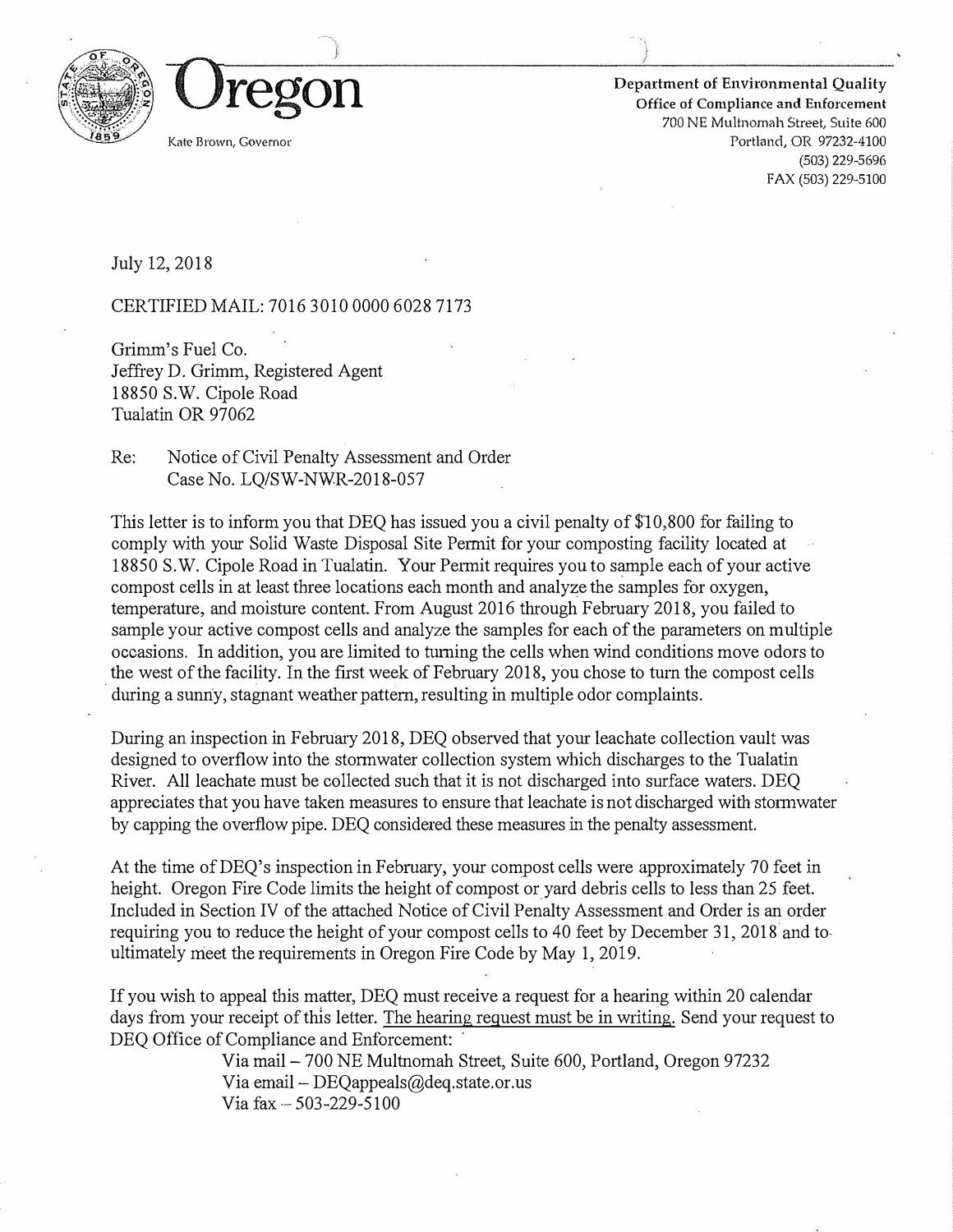# Oregon

Kate Brown, Governor

**Department of Environmental Quality**
**Office of Compliance and Enforcement**
700 NE Multnomah Street, Suite 600
Portland, OR 97232-4100
(503) 229-5696
FAX (503) 229-5100

July 12, 2018

CERTIFIED MAIL: 7016 3010 0000 6028 7173

Grimm's Fuel Co.
Jeffrey D. Grimm, Registered Agent
18850 S.W. Cipole Road
Tualatin OR 97062

Re: Notice of Civil Penalty Assessment and Order
Case No. LQ/SW-NWR-2018-057

This letter is to inform you that DEQ has issued you a civil penalty of $10,800 for failing to comply with your Solid Waste Disposal Site Permit for your composting facility located at 18850 S.W. Cipole Road in Tualatin. Your Permit requires you to sample each of your active compost cells in at least three locations each month and analyze the samples for oxygen, temperature, and moisture content. From August 2016 through February 2018, you failed to sample your active compost cells and analyze the samples for each of the parameters on multiple occasions. In addition, you are limited to turning the cells when wind conditions move odors to the west of the facility. In the first week of February 2018, you chose to turn the compost cells during a sunny, stagnant weather pattern, resulting in multiple odor complaints.

During an inspection in February 2018, DEQ observed that your leachate collection vault was designed to overflow into the stormwater collection system which discharges to the Tualatin River. All leachate must be collected such that it is not discharged into surface waters. DEQ appreciates that you have taken measures to ensure that leachate is not discharged with stormwater by capping the overflow pipe. DEQ considered these measures in the penalty assessment.

At the time of DEQ's inspection in February, your compost cells were approximately 70 feet in height. Oregon Fire Code limits the height of compost or yard debris cells to less than 25 feet. Included in Section IV of the attached Notice of Civil Penalty Assessment and Order is an order requiring you to reduce the height of your compost cells to 40 feet by December 31, 2018 and to ultimately meet the requirements in Oregon Fire Code by May 1, 2019.

If you wish to appeal this matter, DEQ must receive a request for a hearing within 20 calendar days from your receipt of this letter. <u>The hearing request must be in writing.</u> Send your request to DEQ Office of Compliance and Enforcement:

Via mail – 700 NE Multnomah Street, Suite 600, Portland, Oregon 97232
Via email – DEQappeals@deq.state.or.us
Via fax – 503-229-5100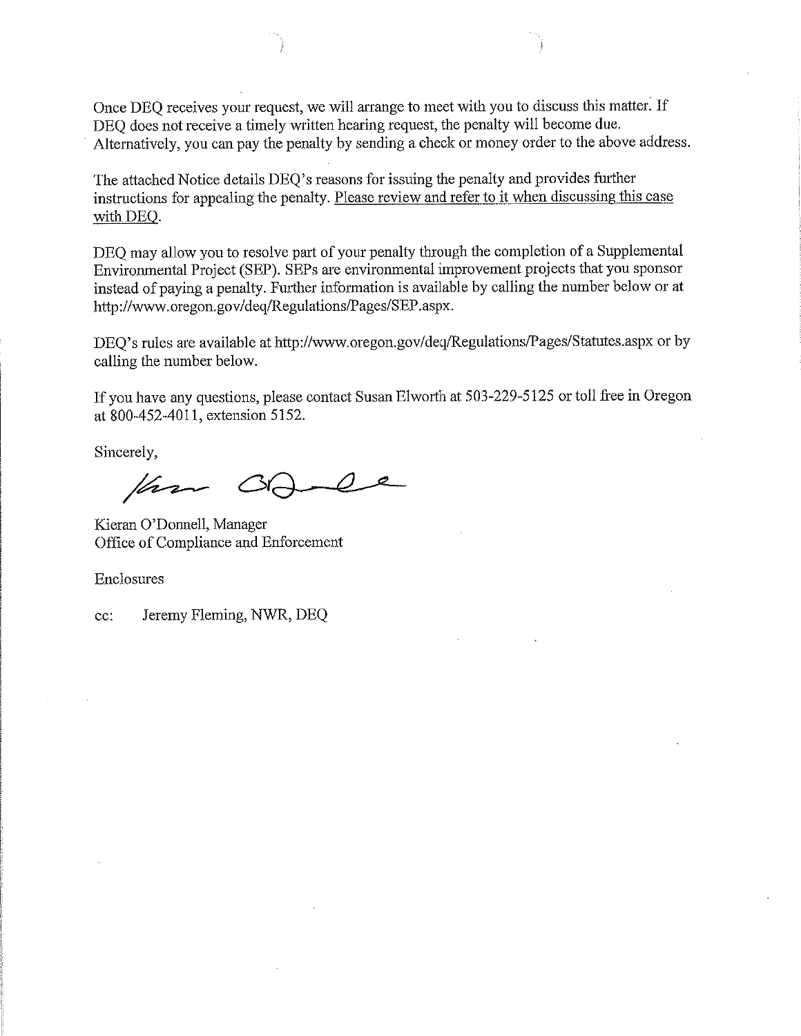Once DEQ receives your request, we will arrange to meet with you to discuss this matter. If DEQ does not receive a timely written hearing request, the penalty will become due. Alternatively, you can pay the penalty by sending a check or money order to the above address.

The attached Notice details DEQ's reasons for issuing the penalty and provides further instructions for appealing the penalty. Please review and refer to it when discussing this case with DEQ.

DEQ may allow you to resolve part of your penalty through the completion of a Supplemental Environmental Project (SEP). SEPs are environmental improvement projects that you sponsor instead of paying a penalty. Further information is available by calling the number below or at http://www.oregon.gov/deq/Regulations/Pages/SEP.aspx.

DEQ's rules are available at http://www.oregon.gov/deq/Regulations/Pages/Statutes.aspx or by calling the number below.

If you have any questions, please contact Susan Elworth at 503-229-5125 or toll free in Oregon at 800-452-4011, extension 5152.

Sincerely,

Kieran O'Donnell, Manager
Office of Compliance and Enforcement

Enclosures

cc: Jeremy Fleming, NWR, DEQ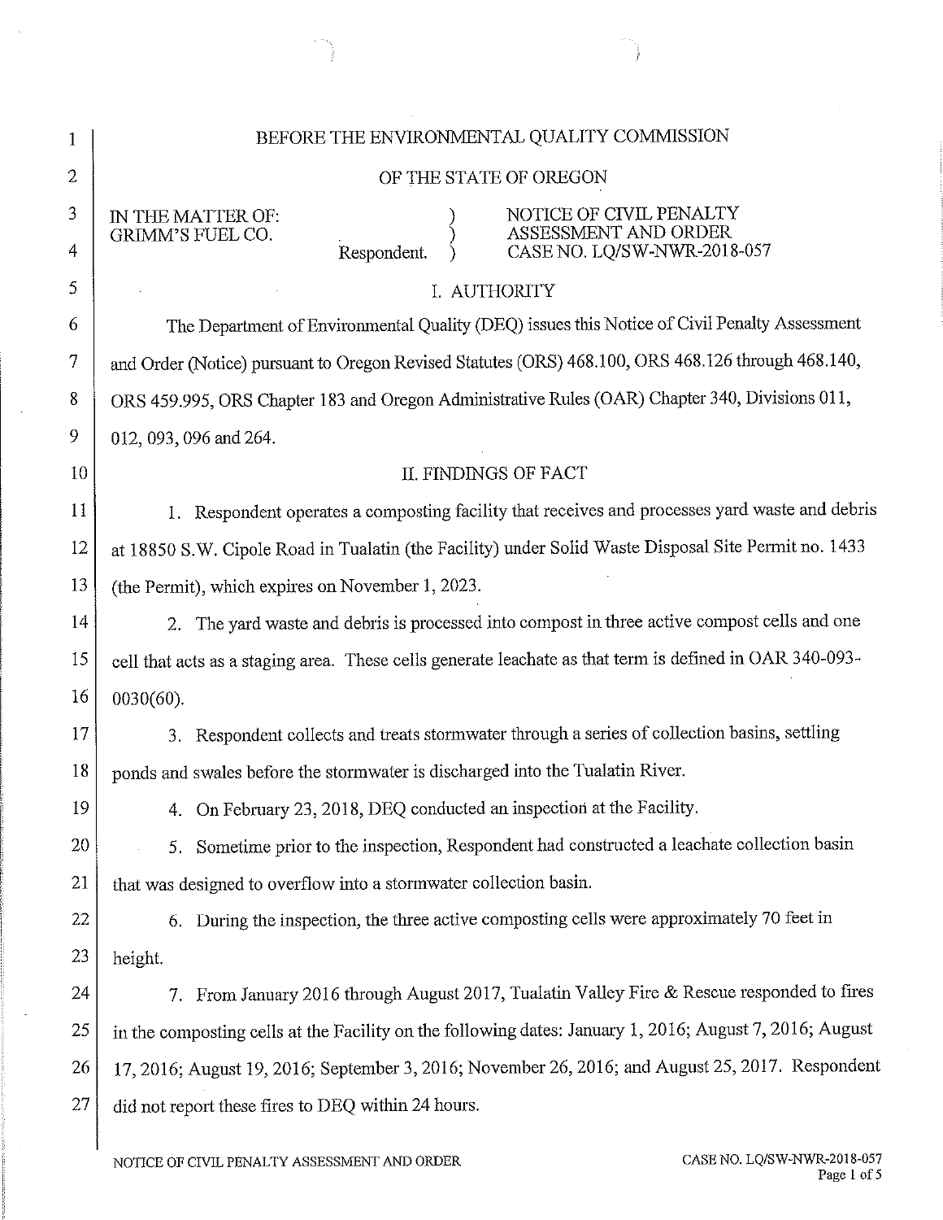BEFORE THE ENVIRONMENTAL QUALITY COMMISSION

OF THE STATE OF OREGON

IN THE MATTER OF:
GRIMM'S FUEL CO.
Respondent.

NOTICE OF CIVIL PENALTY ASSESSMENT AND ORDER
CASE NO. LQ/SW-NWR-2018-057

## I. AUTHORITY

The Department of Environmental Quality (DEQ) issues this Notice of Civil Penalty Assessment and Order (Notice) pursuant to Oregon Revised Statutes (ORS) 468.100, ORS 468.126 through 468.140, ORS 459.995, ORS Chapter 183 and Oregon Administrative Rules (OAR) Chapter 340, Divisions 011, 012, 093, 096 and 264.

## II. FINDINGS OF FACT

1. Respondent operates a composting facility that receives and processes yard waste and debris at 18850 S.W. Cipole Road in Tualatin (the Facility) under Solid Waste Disposal Site Permit no. 1433 (the Permit), which expires on November 1, 2023.

2. The yard waste and debris is processed into compost in three active compost cells and one cell that acts as a staging area. These cells generate leachate as that term is defined in OAR 340-093-0030(60).

3. Respondent collects and treats stormwater through a series of collection basins, settling ponds and swales before the stormwater is discharged into the Tualatin River.

4. On February 23, 2018, DEQ conducted an inspection at the Facility.

5. Sometime prior to the inspection, Respondent had constructed a leachate collection basin that was designed to overflow into a stormwater collection basin.

6. During the inspection, the three active composting cells were approximately 70 feet in height.

7. From January 2016 through August 2017, Tualatin Valley Fire & Rescue responded to fires in the composting cells at the Facility on the following dates: January 1, 2016; August 7, 2016; August 17, 2016; August 19, 2016; September 3, 2016; November 26, 2016; and August 25, 2017. Respondent did not report these fires to DEQ within 24 hours.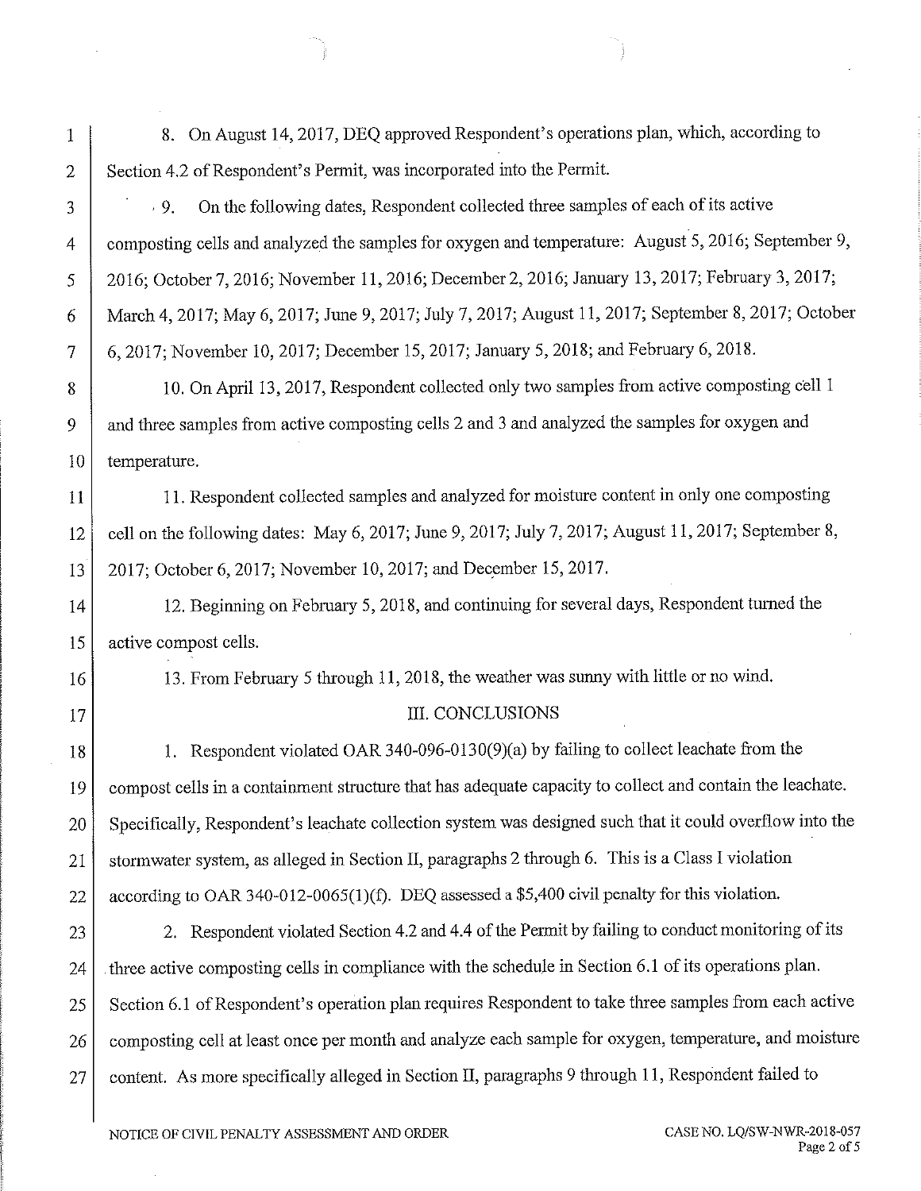8. On August 14, 2017, DEQ approved Respondent's operations plan, which, according to Section 4.2 of Respondent's Permit, was incorporated into the Permit.

9. On the following dates, Respondent collected three samples of each of its active composting cells and analyzed the samples for oxygen and temperature: August 5, 2016; September 9, 2016; October 7, 2016; November 11, 2016; December 2, 2016; January 13, 2017; February 3, 2017; March 4, 2017; May 6, 2017; June 9, 2017; July 7, 2017; August 11, 2017; September 8, 2017; October 6, 2017; November 10, 2017; December 15, 2017; January 5, 2018; and February 6, 2018.

10. On April 13, 2017, Respondent collected only two samples from active composting cell 1 and three samples from active composting cells 2 and 3 and analyzed the samples for oxygen and temperature.

11. Respondent collected samples and analyzed for moisture content in only one composting cell on the following dates: May 6, 2017; June 9, 2017; July 7, 2017; August 11, 2017; September 8, 2017; October 6, 2017; November 10, 2017; and December 15, 2017.

12. Beginning on February 5, 2018, and continuing for several days, Respondent turned the active compost cells.

13. From February 5 through 11, 2018, the weather was sunny with little or no wind.

## III. CONCLUSIONS

1. Respondent violated OAR 340-096-0130(9)(a) by failing to collect leachate from the compost cells in a containment structure that has adequate capacity to collect and contain the leachate. Specifically, Respondent's leachate collection system was designed such that it could overflow into the stormwater system, as alleged in Section II, paragraphs 2 through 6. This is a Class I violation according to OAR 340-012-0065(1)(f). DEQ assessed a $5,400 civil penalty for this violation.

2. Respondent violated Section 4.2 and 4.4 of the Permit by failing to conduct monitoring of its three active composting cells in compliance with the schedule in Section 6.1 of its operations plan. Section 6.1 of Respondent's operation plan requires Respondent to take three samples from each active composting cell at least once per month and analyze each sample for oxygen, temperature, and moisture content. As more specifically alleged in Section II, paragraphs 9 through 11, Respondent failed to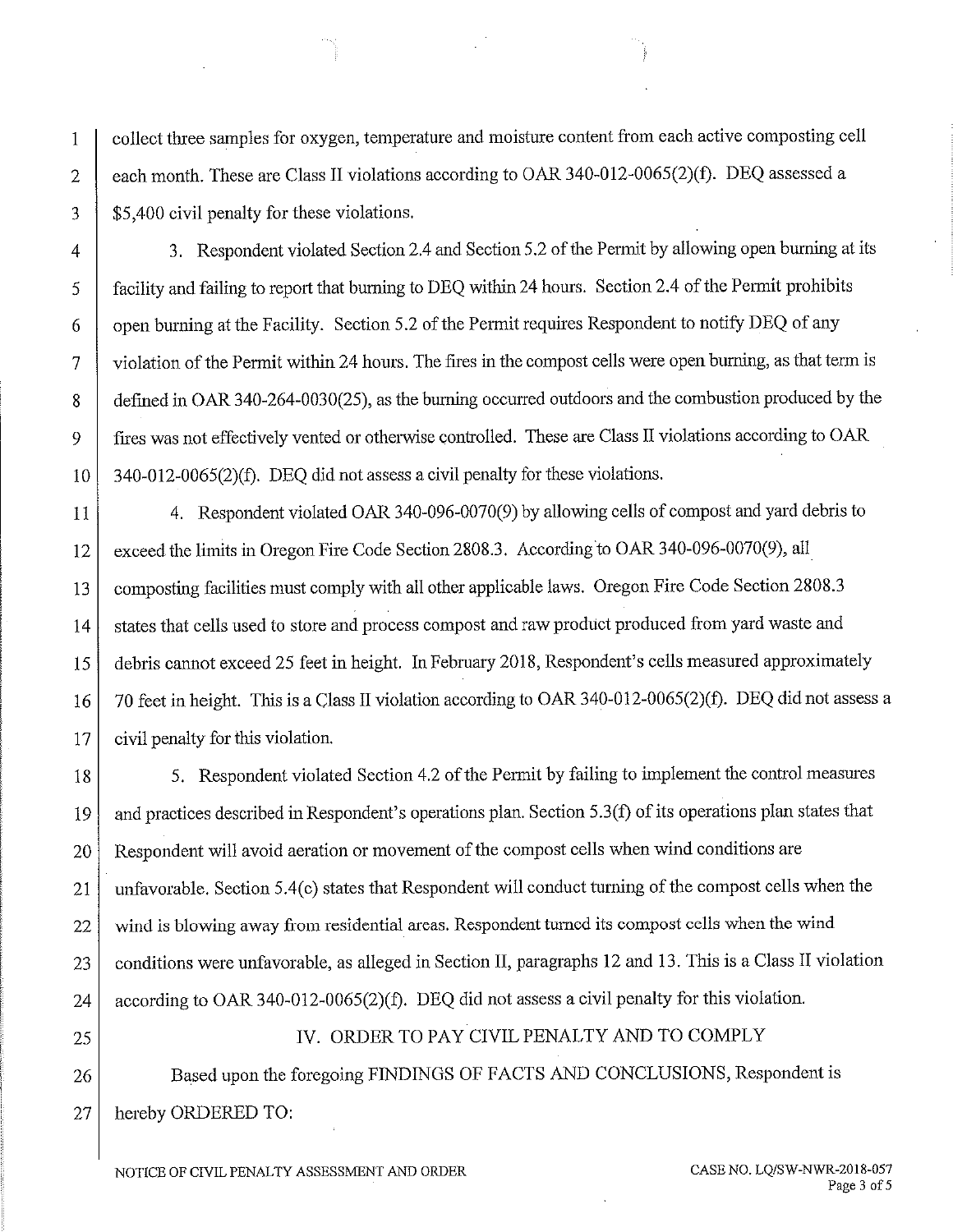collect three samples for oxygen, temperature and moisture content from each active composting cell each month. These are Class II violations according to OAR 340-012-0065(2)(f). DEQ assessed a $5,400 civil penalty for these violations.

3. Respondent violated Section 2.4 and Section 5.2 of the Permit by allowing open burning at its facility and failing to report that burning to DEQ within 24 hours. Section 2.4 of the Permit prohibits open burning at the Facility. Section 5.2 of the Permit requires Respondent to notify DEQ of any violation of the Permit within 24 hours. The fires in the compost cells were open burning, as that term is defined in OAR 340-264-0030(25), as the burning occurred outdoors and the combustion produced by the fires was not effectively vented or otherwise controlled. These are Class II violations according to OAR 340-012-0065(2)(f). DEQ did not assess a civil penalty for these violations.

4. Respondent violated OAR 340-096-0070(9) by allowing cells of compost and yard debris to exceed the limits in Oregon Fire Code Section 2808.3. According to OAR 340-096-0070(9), all composting facilities must comply with all other applicable laws. Oregon Fire Code Section 2808.3 states that cells used to store and process compost and raw product produced from yard waste and debris cannot exceed 25 feet in height. In February 2018, Respondent's cells measured approximately 70 feet in height. This is a Class II violation according to OAR 340-012-0065(2)(f). DEQ did not assess a civil penalty for this violation.

5. Respondent violated Section 4.2 of the Permit by failing to implement the control measures and practices described in Respondent's operations plan. Section 5.3(f) of its operations plan states that Respondent will avoid aeration or movement of the compost cells when wind conditions are unfavorable. Section 5.4(c) states that Respondent will conduct turning of the compost cells when the wind is blowing away from residential areas. Respondent turned its compost cells when the wind conditions were unfavorable, as alleged in Section II, paragraphs 12 and 13. This is a Class II violation according to OAR 340-012-0065(2)(f). DEQ did not assess a civil penalty for this violation.

## IV. ORDER TO PAY CIVIL PENALTY AND TO COMPLY

Based upon the foregoing FINDINGS OF FACTS AND CONCLUSIONS, Respondent is hereby ORDERED TO: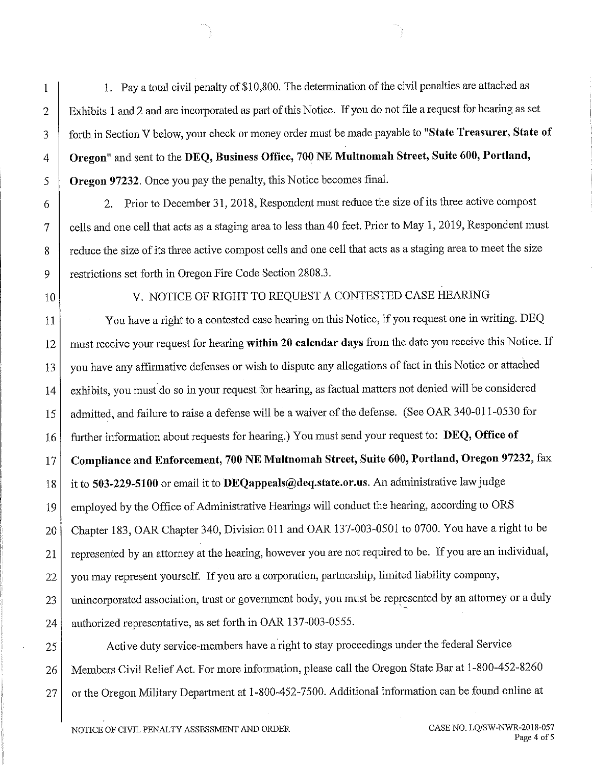1. Pay a total civil penalty of $10,800. The determination of the civil penalties are attached as Exhibits 1 and 2 and are incorporated as part of this Notice. If you do not file a request for hearing as set forth in Section V below, your check or money order must be made payable to **"State Treasurer, State of Oregon"** and sent to the **DEQ, Business Office, 700 NE Multnomah Street, Suite 600, Portland, Oregon 97232**. Once you pay the penalty, this Notice becomes final.

2. Prior to December 31, 2018, Respondent must reduce the size of its three active compost cells and one cell that acts as a staging area to less than 40 feet. Prior to May 1, 2019, Respondent must reduce the size of its three active compost cells and one cell that acts as a staging area to meet the size restrictions set forth in Oregon Fire Code Section 2808.3.

## V. NOTICE OF RIGHT TO REQUEST A CONTESTED CASE HEARING

You have a right to a contested case hearing on this Notice, if you request one in writing. DEQ must receive your request for hearing **within 20 calendar days** from the date you receive this Notice. If you have any affirmative defenses or wish to dispute any allegations of fact in this Notice or attached exhibits, you must do so in your request for hearing, as factual matters not denied will be considered admitted, and failure to raise a defense will be a waiver of the defense. (See OAR 340-011-0530 for further information about requests for hearing.) You must send your request to: **DEQ, Office of Compliance and Enforcement, 700 NE Multnomah Street, Suite 600, Portland, Oregon 97232,** fax it to **503-229-5100** or email it to **DEQappeals@deq.state.or.us**. An administrative law judge employed by the Office of Administrative Hearings will conduct the hearing, according to ORS Chapter 183, OAR Chapter 340, Division 011 and OAR 137-003-0501 to 0700. You have a right to be represented by an attorney at the hearing, however you are not required to be. If you are an individual, you may represent yourself. If you are a corporation, partnership, limited liability company, unincorporated association, trust or government body, you must be represented by an attorney or a duly authorized representative, as set forth in OAR 137-003-0555.

Active duty service-members have a right to stay proceedings under the federal Service Members Civil Relief Act. For more information, please call the Oregon State Bar at 1-800-452-8260 or the Oregon Military Department at 1-800-452-7500. Additional information can be found online at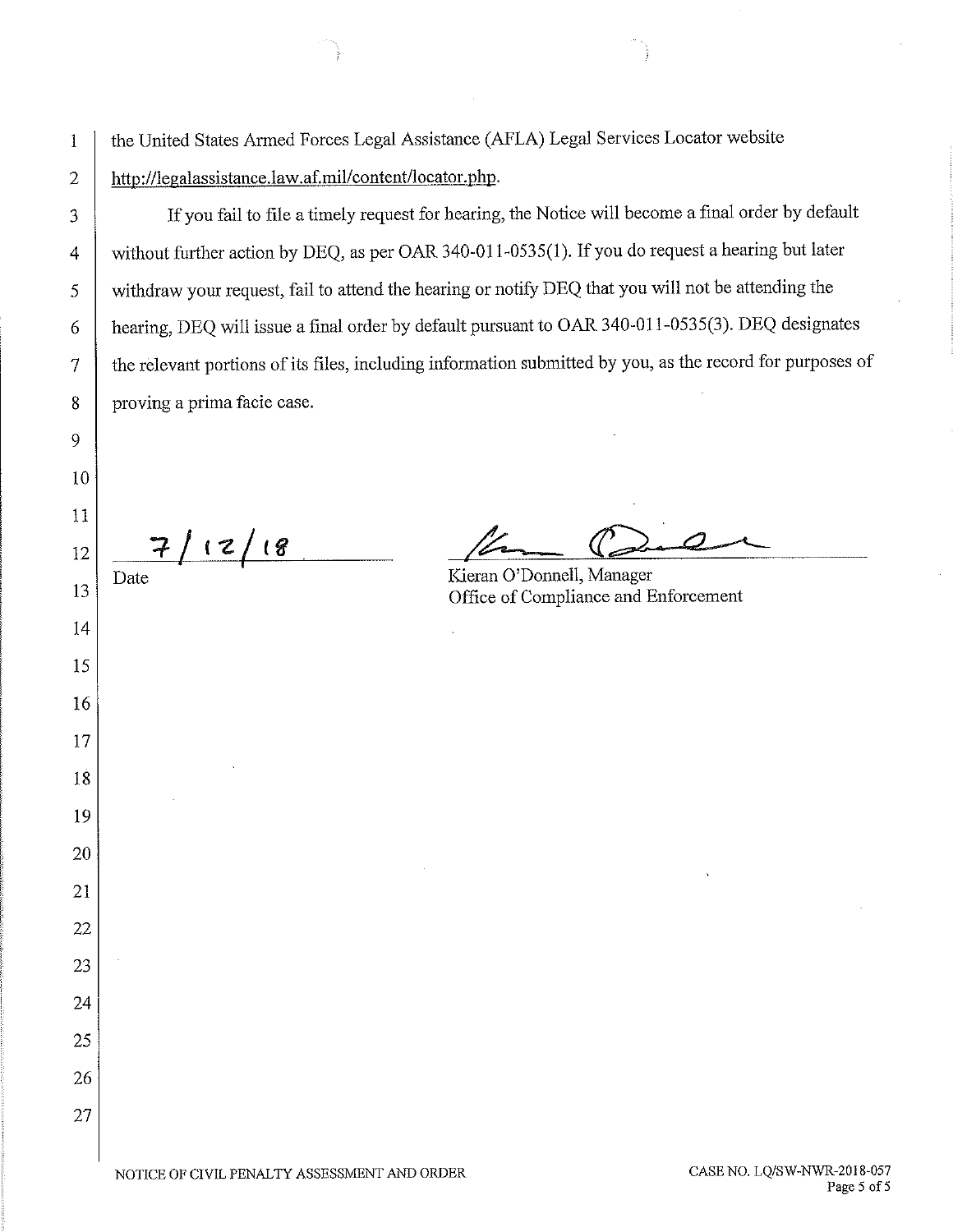the United States Armed Forces Legal Assistance (AFLA) Legal Services Locator website http://legalassistance.law.af.mil/content/locator.php.

If you fail to file a timely request for hearing, the Notice will become a final order by default without further action by DEQ, as per OAR 340-011-0535(1). If you do request a hearing but later withdraw your request, fail to attend the hearing or notify DEQ that you will not be attending the hearing, DEQ will issue a final order by default pursuant to OAR 340-011-0535(3). DEQ designates the relevant portions of its files, including information submitted by you, as the record for purposes of proving a prima facie case.

7/12/18
Date

Kieran O'Donnell, Manager
Office of Compliance and Enforcement

NOTICE OF CIVIL PENALTY ASSESSMENT AND ORDER

CASE NO. LQ/SW-NWR-2018-057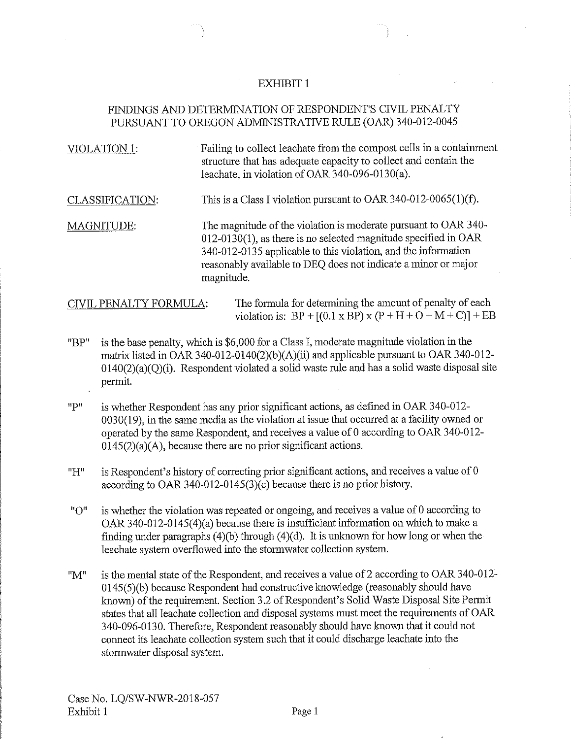# EXHIBIT 1

## FINDINGS AND DETERMINATION OF RESPONDENT'S CIVIL PENALTY PURSUANT TO OREGON ADMINISTRATIVE RULE (OAR) 340-012-0045

VIOLATION 1: Failing to collect leachate from the compost cells in a containment structure that has adequate capacity to collect and contain the leachate, in violation of OAR 340-096-0130(a).

CLASSIFICATION: This is a Class I violation pursuant to OAR 340-012-0065(1)(f).

MAGNITUDE: The magnitude of the violation is moderate pursuant to OAR 340-012-0130(1), as there is no selected magnitude specified in OAR 340-012-0135 applicable to this violation, and the information reasonably available to DEQ does not indicate a minor or major magnitude.

CIVIL PENALTY FORMULA: The formula for determining the amount of penalty of each violation is: $BP + [(0.1 \times BP) \times (P + H + O + M + C)] + EB$

"BP" is the base penalty, which is $6,000 for a Class I, moderate magnitude violation in the matrix listed in OAR 340-012-0140(2)(b)(A)(ii) and applicable pursuant to OAR 340-012-0140(2)(a)(Q)(i). Respondent violated a solid waste rule and has a solid waste disposal site permit.

"P" is whether Respondent has any prior significant actions, as defined in OAR 340-012-0030(19), in the same media as the violation at issue that occurred at a facility owned or operated by the same Respondent, and receives a value of 0 according to OAR 340-012-0145(2)(a)(A), because there are no prior significant actions.

"H" is Respondent's history of correcting prior significant actions, and receives a value of 0 according to OAR 340-012-0145(3)(c) because there is no prior history.

"O" is whether the violation was repeated or ongoing, and receives a value of 0 according to OAR 340-012-0145(4)(a) because there is insufficient information on which to make a finding under paragraphs (4)(b) through (4)(d). It is unknown for how long or when the leachate system overflowed into the stormwater collection system.

"M" is the mental state of the Respondent, and receives a value of 2 according to OAR 340-012-0145(5)(b) because Respondent had constructive knowledge (reasonably should have known) of the requirement. Section 3.2 of Respondent's Solid Waste Disposal Site Permit states that all leachate collection and disposal systems must meet the requirements of OAR 340-096-0130. Therefore, Respondent reasonably should have known that it could not connect its leachate collection system such that it could discharge leachate into the stormwater disposal system.

Case No. LQ/SW-NWR-2018-057
Exhibit 1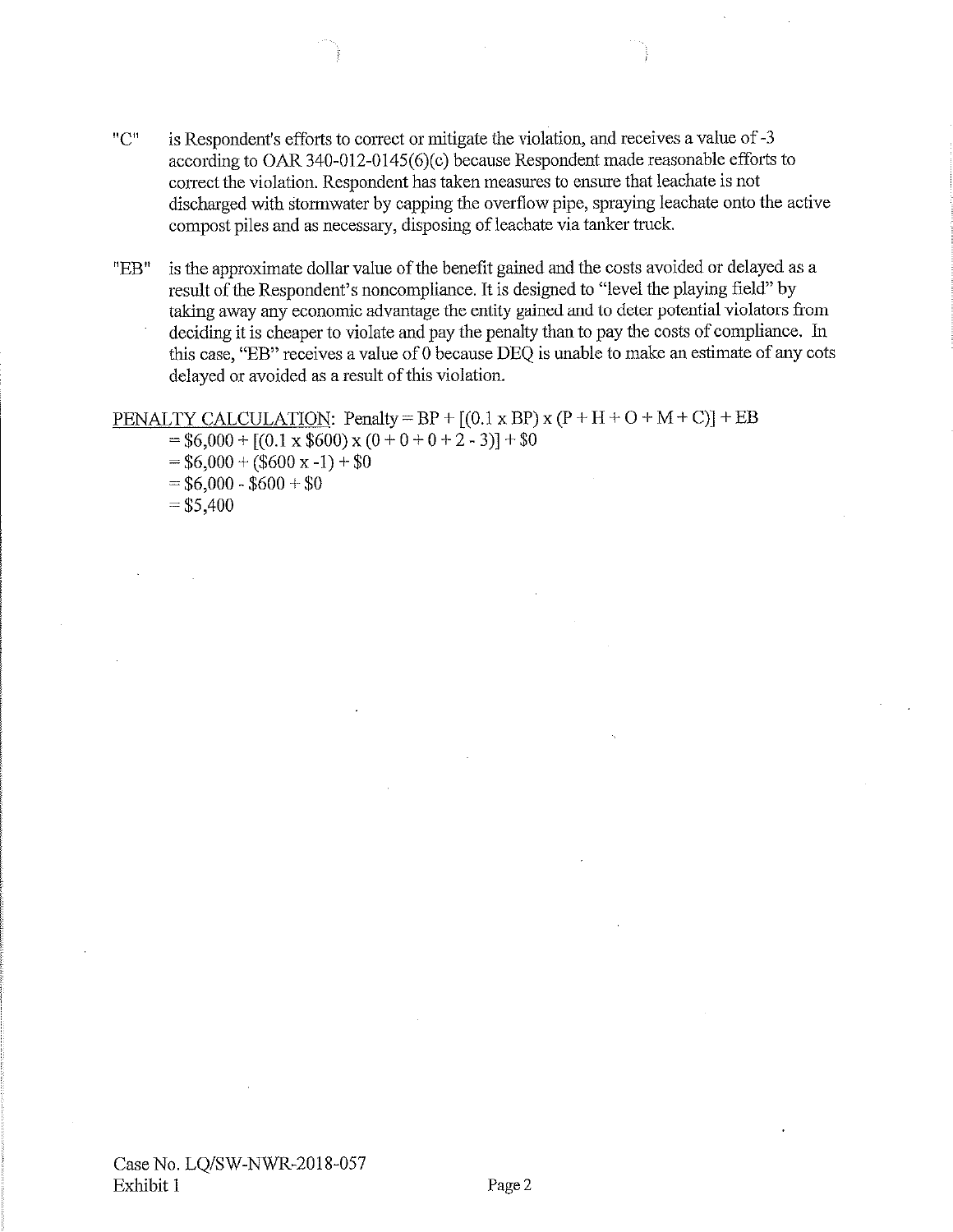"C" is Respondent's efforts to correct or mitigate the violation, and receives a value of -3 according to OAR 340-012-0145(6)(c) because Respondent made reasonable efforts to correct the violation. Respondent has taken measures to ensure that leachate is not discharged with stormwater by capping the overflow pipe, spraying leachate onto the active compost piles and as necessary, disposing of leachate via tanker truck.

"EB" is the approximate dollar value of the benefit gained and the costs avoided or delayed as a result of the Respondent's noncompliance. It is designed to "level the playing field" by taking away any economic advantage the entity gained and to deter potential violators from deciding it is cheaper to violate and pay the penalty than to pay the costs of compliance. In this case, "EB" receives a value of 0 because DEQ is unable to make an estimate of any cots delayed or avoided as a result of this violation.

PENALTY CALCULATION: Penalty = BP + [(0.1 x BP) x (P + H + O + M + C)] + EB
= \$6,000 + [(0.1 x \$600) x (0 + 0 + 0 + 2 - 3)] + \$0
= \$6,000 + (\$600 x -1) + \$0
= \$6,000 - \$600 + \$0
= \$5,400

Case No. LQ/SW-NWR-2018-057
Exhibit 1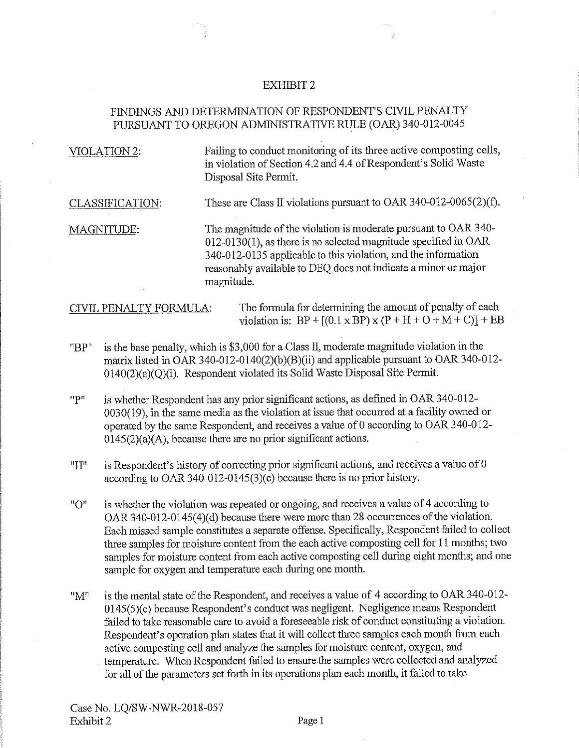EXHIBIT 2

FINDINGS AND DETERMINATION OF RESPONDENT'S CIVIL PENALTY PURSUANT TO OREGON ADMINISTRATIVE RULE (OAR) 340-012-0045

VIOLATION 2: Failing to conduct monitoring of its three active composting cells, in violation of Section 4.2 and 4.4 of Respondent's Solid Waste Disposal Site Permit.

CLASSIFICATION: These are Class II violations pursuant to OAR 340-012-0065(2)(f).

MAGNITUDE: The magnitude of the violation is moderate pursuant to OAR 340-012-0130(1), as there is no selected magnitude specified in OAR 340-012-0135 applicable to this violation, and the information reasonably available to DEQ does not indicate a minor or major magnitude.

CIVIL PENALTY FORMULA: The formula for determining the amount of penalty of each violation is: $BP + [(0.1 \times BP) \times (P + H + O + M + C)] + EB$

"BP" is the base penalty, which is $3,000 for a Class II, moderate magnitude violation in the matrix listed in OAR 340-012-0140(2)(b)(B)(ii) and applicable pursuant to OAR 340-012-0140(2)(a)(Q)(i). Respondent violated its Solid Waste Disposal Site Permit.

"P" is whether Respondent has any prior significant actions, as defined in OAR 340-012-0030(19), in the same media as the violation at issue that occurred at a facility owned or operated by the same Respondent, and receives a value of 0 according to OAR 340-012-0145(2)(a)(A), because there are no prior significant actions.

"H" is Respondent's history of correcting prior significant actions, and receives a value of 0 according to OAR 340-012-0145(3)(c) because there is no prior history.

"O" is whether the violation was repeated or ongoing, and receives a value of 4 according to OAR 340-012-0145(4)(d) because there were more than 28 occurrences of the violation. Each missed sample constitutes a separate offense. Specifically, Respondent failed to collect three samples for moisture content from the each active composting cell for 11 months; two samples for moisture content from each active composting cell during eight months; and one sample for oxygen and temperature each during one month.

"M" is the mental state of the Respondent, and receives a value of 4 according to OAR 340-012-0145(5)(c) because Respondent's conduct was negligent. Negligence means Respondent failed to take reasonable care to avoid a foreseeable risk of conduct constituting a violation. Respondent's operation plan states that it will collect three samples each month from each active composting cell and analyze the samples for moisture content, oxygen, and temperature. When Respondent failed to ensure the samples were collected and analyzed for all of the parameters set forth in its operations plan each month, it failed to take

Case No. LQ/SW-NWR-2018-057
Exhibit 2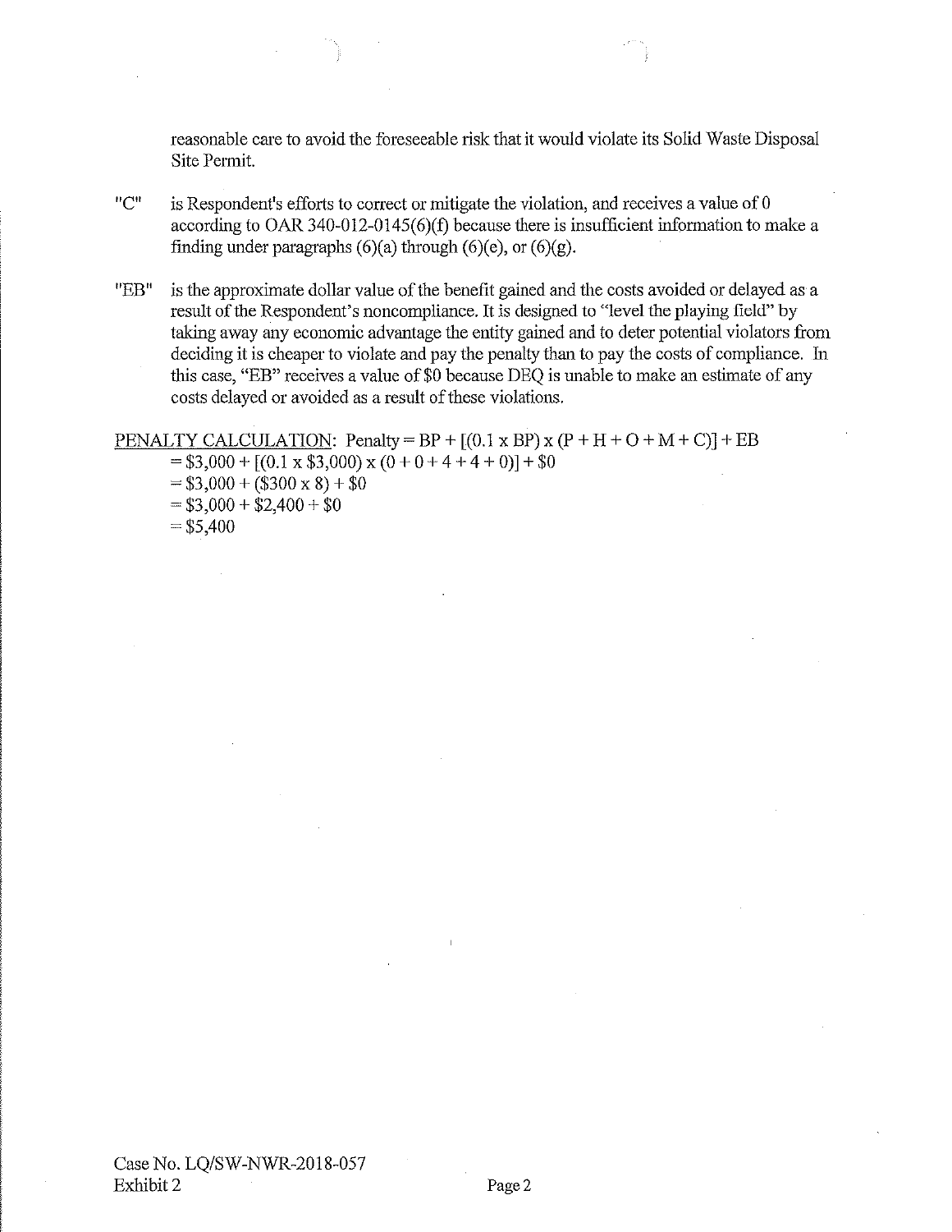reasonable care to avoid the foreseeable risk that it would violate its Solid Waste Disposal Site Permit.

"C" is Respondent's efforts to correct or mitigate the violation, and receives a value of 0 according to OAR 340-012-0145(6)(f) because there is insufficient information to make a finding under paragraphs (6)(a) through (6)(e), or (6)(g).

"EB" is the approximate dollar value of the benefit gained and the costs avoided or delayed as a result of the Respondent's noncompliance. It is designed to "level the playing field" by taking away any economic advantage the entity gained and to deter potential violators from deciding it is cheaper to violate and pay the penalty than to pay the costs of compliance. In this case, "EB" receives a value of $0 because DEQ is unable to make an estimate of any costs delayed or avoided as a result of these violations.

<u>PENALTY CALCULATION</u>: Penalty = BP + [(0.1 x BP) x (P + H + O + M + C)] + EB
= $3,000 + [(0.1 x $3,000) x (0 + 0 + 4 + 4 + 0)] + $0
= $3,000 + ($300 x 8) + $0
= $3,000 + $2,400 + $0
= $5,400

Case No. LQ/SW-NWR-2018-057
Exhibit 2